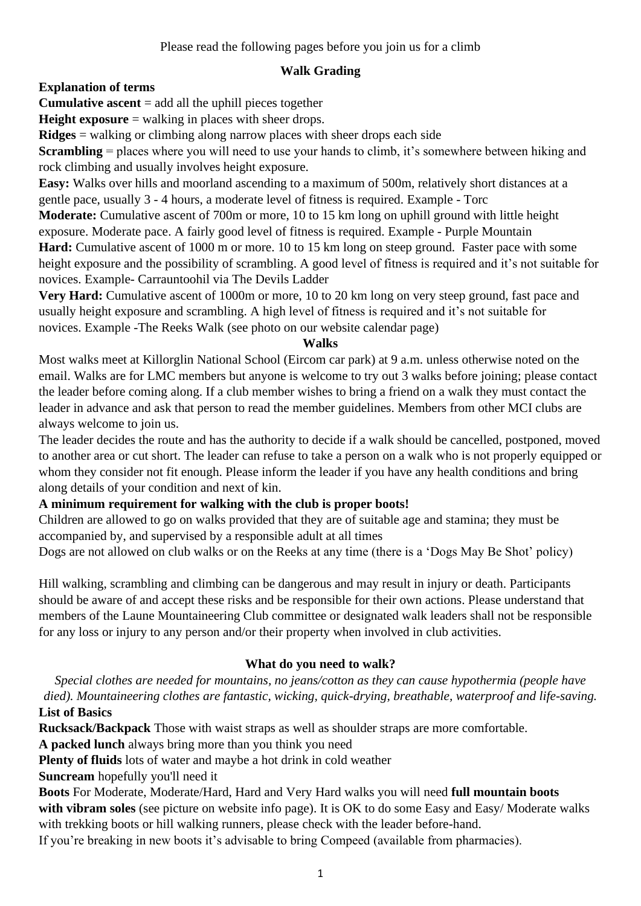Please read the following pages before you join us for a climb

## Walk Grading

**Explanation of terms**

**Cumulative ascent** = add all the uphill pieces together

**Height exposure** = walking in places with sheer drops.

**Ridges** = walking or climbing along narrow places with sheer drops each side

**Scrambling** = places where you will need to use your hands to climb, it's somewhere between hiking and rock climbing and usually involves height exposure.

**Easy:** Walks over hills and moorland ascending to a maximum of 500m, relatively short distances at a gentle pace, usually 3 - 4 hours, a moderate level of fitness is required. Example - Torc

**Moderate:** Cumulative ascent of 700m or more, 10 to 15 km long on uphill ground with little height exposure. Moderate pace. A fairly good level of fitness is required. Example - Purple Mountain

**Hard:** Cumulative ascent of 1000 m or more. 10 to 15 km long on steep ground. Faster pace with some height exposure and the possibility of scrambling. A good level of fitness is required and it's not suitable for novices. Example- Carrauntoohil via The Devils Ladder

**Very Hard:** Cumulative ascent of 1000m or more, 10 to 20 km long on very steep ground, fast pace and usually height exposure and scrambling. A high level of fitness is required and it's not suitable for novices. Example -The Reeks Walk (see photo on our website calendar page)

## Walks

Most walks meet at Killorglin National School (Eircom car park) at 9 a.m. unless otherwise noted on the email. Walks are for LMC members but anyone is welcome to try out 3 walks before joining; please contact the leader before coming along. If a club member wishes to bring a friend on a walk they must contact the leader in advance and ask that person to read the member guidelines. Members from other MCI clubs are always welcome to join us.

The leader decides the route and has the authority to decide if a walk should be cancelled, postponed, moved to another area or cut short. The leader can refuse to take a person on a walk who is not properly equipped or whom they consider not fit enough. Please inform the leader if you have any health conditions and bring along details of your condition and next of kin.

**A minimum requirement for walking with the club is proper boots!**

Children are allowed to go on walks provided that they are of suitable age and stamina; they must be accompanied by, and supervised by a responsible adult at all times

Dogs are not allowed on club walks or on the Reeks at any time (there is a 'Dogs May Be Shot' policy)

Hill walking, scrambling and climbing can be dangerous and may result in injury or death. Participants should be aware of and accept these risks and be responsible for their own actions. Please understand that members of the Laune Mountaineering Club committee or designated walk leaders shall not be responsible for any loss or injury to any person and/or their property when involved in club activities.

## What do you need to walk?

*Special clothes are needed for mountains, no jeans/cotton as they can cause hypothermia (people have died). Mountaineering clothes are fantastic, wicking, quick-drying, breathable, waterproof and life-saving.*

**List of Basics**

**Rucksack/Backpack** Those with waist straps as well as shoulder straps are more comfortable.

**A packed lunch** always bring more than you think you need

**Plenty of fluids** lots of water and maybe a hot drink in cold weather

**Suncream** hopefully you'll need it

**Boots** For Moderate, Moderate/Hard, Hard and Very Hard walks you will need **full mountain boots with vibram soles** (see picture on website info page). It is OK to do some Easy and Easy/ Moderate walks with trekking boots or hill walking runners, please check with the leader before-hand.

If you're breaking in new boots it's advisable to bring Compeed (available from pharmacies).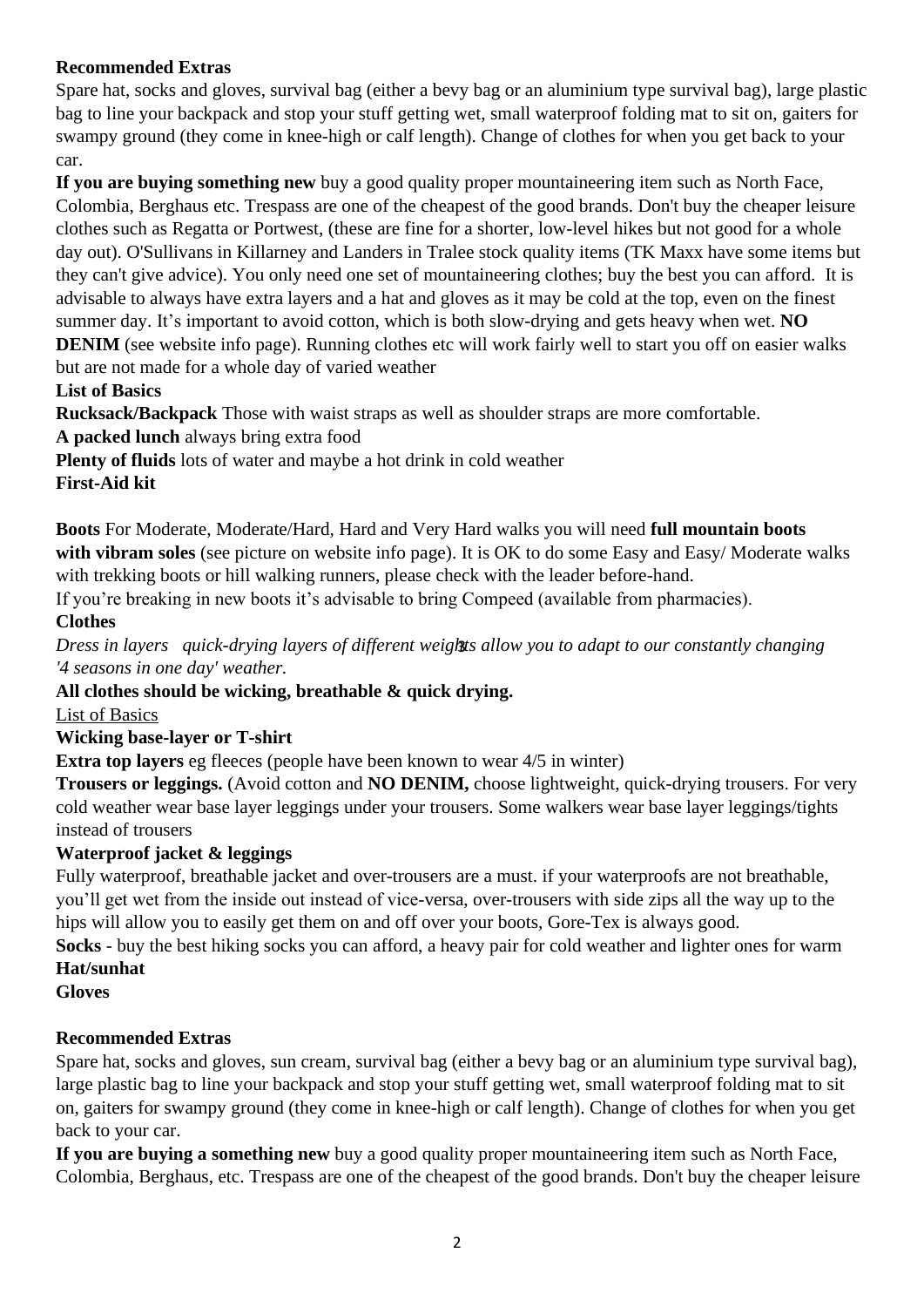**Recommended Extras**

Spare hat, socks and gloves, survival bag (either a bevy bag or an aluminium type survival bag), large plastic bag to line your backpack and stop your stuff getting wet, small waterproof folding mat to sit on, gaiters for swampy ground (they come in knee-high or calf length). Change of clothes for when you get back to your car.

**If you are buying something new** buy a good quality proper mountaineering item such as North Face, Colombia, Berghaus etc. Trespass are one of the cheapest of the good brands. Don't buy the cheaper leisure clothes such as Regatta or Portwest, (these are fine for a shorter, low-level hikes but not good for a whole day out). O'Sullivans in Killarney and Landers in Tralee stock quality items (TK Maxx have some items but they can't give advice). You only need one set of mountaineering clothes; buy the best you can afford. It is advisable to always have extra layers and a hat and gloves as it may be cold at the top, even on the finest summer day. It's important to avoid cotton, which is both slow-drying and gets heavy when wet. **NO DENIM** (see website info page). Running clothes etc will work fairly well to start you off on easier walks but are not made for a whole day of varied weather

**List of Basics**

**Rucksack/Backpack** Those with waist straps as well as shoulder straps are more comfortable.

**A packed lunch** always bring extra food

**Plenty of fluids** lots of water and maybe a hot drink in cold weather

**First-Aid kit**

**Boots** For Moderate, Moderate/Hard, Hard and Very Hard walks you will need **full mountain boots with vibram soles** (see picture on website info page). It is OK to do some Easy and Easy/ Moderate walks with trekking boots or hill walking runners, please check with the leader before-hand.

If you're breaking in new boots it's advisable to bring Compeed (available from pharmacies).

**Clothes**

*Dress in layers quick-drying layers of different weights allow you to adapt to our constantly changing '4 seasons in one day' weather.*

**All clothes should be wicking, breathable & quick drying.**

List of Basics

**Wicking base-layer or T-shirt**

**Extra top layers** eg fleeces (people have been known to wear 4/5 in winter)

**Trousers or leggings.** (Avoid cotton and **NO DENIM,** choose lightweight, quick-drying trousers. For very cold weather wear base layer leggings under your trousers. Some walkers wear base layer leggings/tights instead of trousers

**Waterproof jacket & leggings**

Fully waterproof, breathable jacket and over-trousers are a must. if your waterproofs are not breathable, you'll get wet from the inside out instead of vice-versa, over-trousers with side zips all the way up to the hips will allow you to easily get them on and off over your boots, Gore-Tex is always good.

**Socks** - buy the best hiking socks you can afford, a heavy pair for cold weather and lighter ones for warm

**Hat/sunhat**

**Gloves**

**Recommended Extras**

Spare hat, socks and gloves, sun cream, survival bag (either a bevy bag or an aluminium type survival bag), large plastic bag to line your backpack and stop your stuff getting wet, small waterproof folding mat to sit on, gaiters for swampy ground (they come in knee-high or calf length). Change of clothes for when you get back to your car.

**If you are buying a something new** buy a good quality proper mountaineering item such as North Face, Colombia, Berghaus, etc. Trespass are one of the cheapest of the good brands. Don't buy the cheaper leisure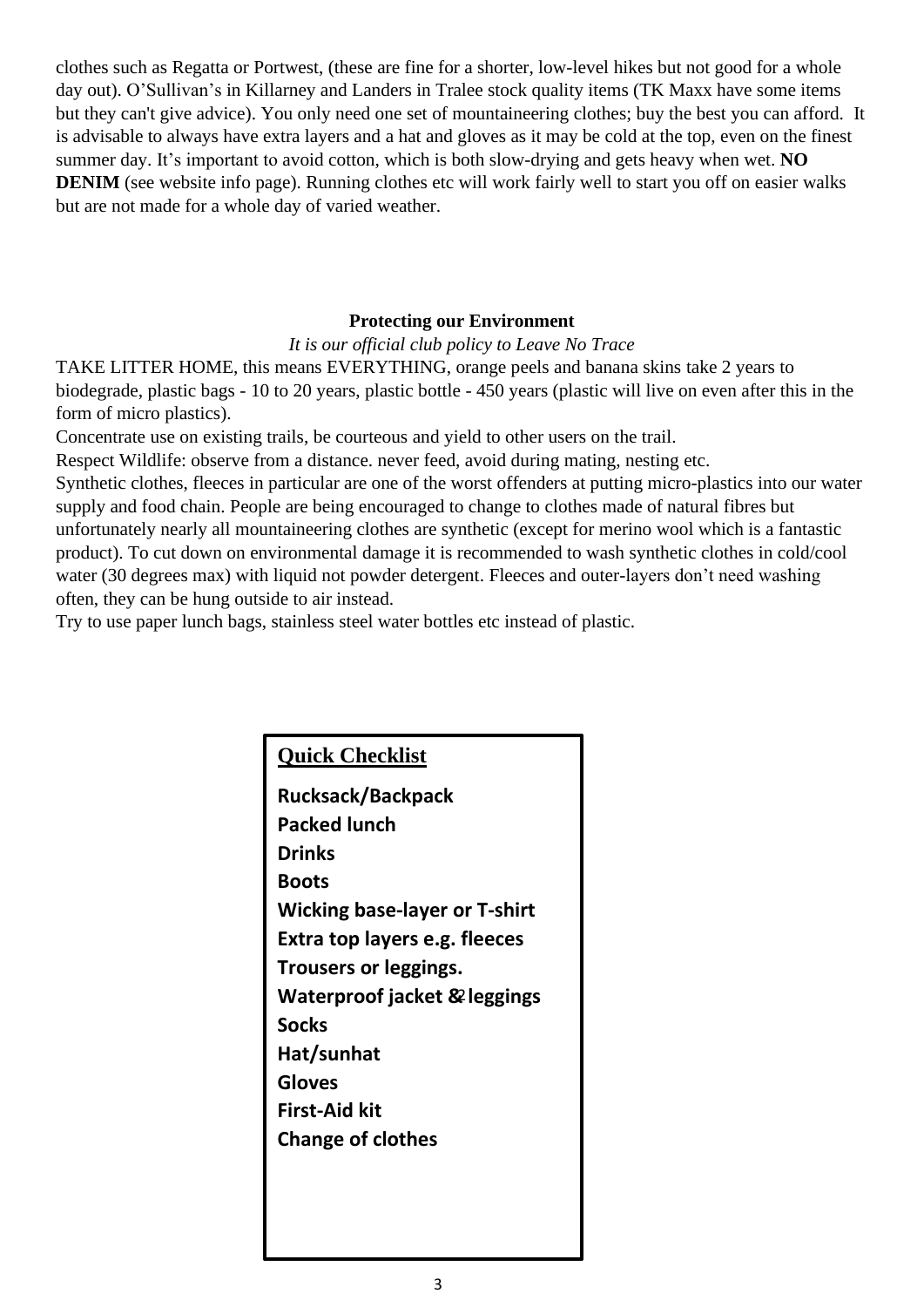clothes such as Regatta or Portwest, (these are fine for a shorter, low-level hikes but not good for a whole day out). O'Sullivan's in Killarney and Landers in Tralee stock quality items (TK Maxx have some items but they can't give advice). You only need one set of mountaineering clothes; buy the best you can afford. It is advisable to always have extra layers and a hat and gloves as it may be cold at the top, even on the finest summer day. It's important to avoid cotton, which is both slow-drying and gets heavy when wet. **NO DENIM** (see website info page). Running clothes etc will work fairly well to start you off on easier walks but are not made for a whole day of varied weather.

**Protecting our Environment**

*It is our official club policy to Leave No Trace*

TAKE LITTER HOME, this means EVERYTHING, orange peels and banana skins take 2 years to biodegrade, plastic bags - 10 to 20 years, plastic bottle - 450 years (plastic will live on even after this in the form of micro plastics).

Concentrate use on existing trails, be courteous and yield to other users on the trail.

Respect Wildlife: observe from a distance. never feed, avoid during mating, nesting etc.

Synthetic clothes, fleeces in particular are one of the worst offenders at putting micro-plastics into our water supply and food chain. People are being encouraged to change to clothes made of natural fibres but unfortunately nearly all mountaineering clothes are synthetic (except for merino wool which is a fantastic product). To cut down on environmental damage it is recommended to wash synthetic clothes in cold/cool water (30 degrees max) with liquid not powder detergent. Fleeces and outer-layers don't need washing often, they can be hung outside to air instead.

Try to use paper lunch bags, stainless steel water bottles etc instead of plastic.

**Quick Checklist**

**Rucksack/Backpack**
**Packed lunch**
**Drinks**
**Boots**
**Wicking base-layer or T-shirt**
**Extra top layers e.g. fleeces**
**Trousers or leggings.**
**Waterproof jacket & leggings**
**Socks**
**Hat/sunhat**
**Gloves**
**First-Aid kit**
**Change of clothes**